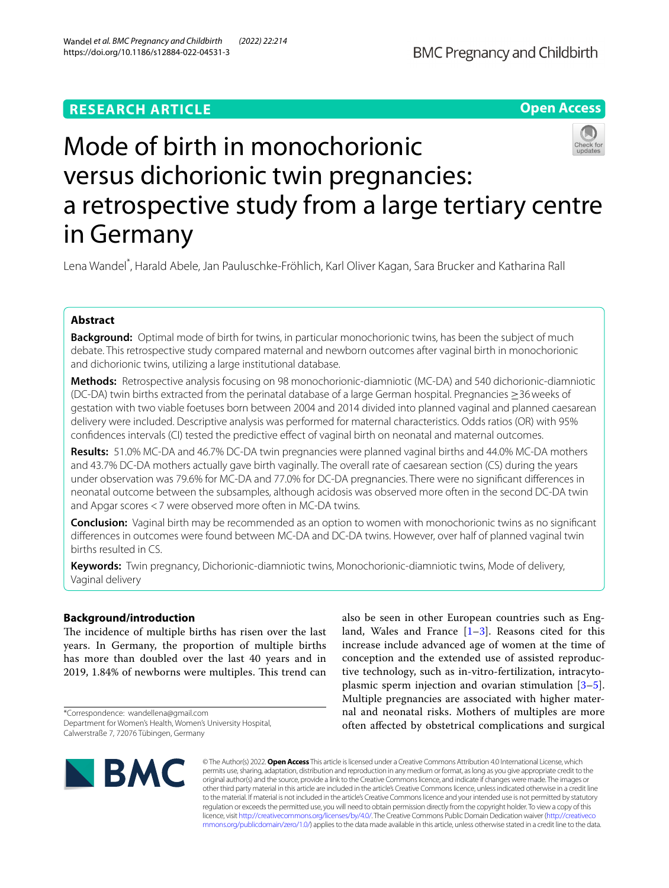RESEARCH ARTICLE

Open Access

# Mode of birth in monochorionic versus dichorionic twin pregnancies: a retrospective study from a large tertiary centre in Germany

Lena Wandel*, Harald Abele, Jan Pauluschke-Fröhlich, Karl Oliver Kagan, Sara Brucker and Katharina Rall

## Abstract

**Background:** Optimal mode of birth for twins, in particular monochorionic twins, has been the subject of much debate. This retrospective study compared maternal and newborn outcomes after vaginal birth in monochorionic and dichorionic twins, utilizing a large institutional database.

**Methods:** Retrospective analysis focusing on 98 monochorionic-diamniotic (MC-DA) and 540 dichorionic-diamniotic (DC-DA) twin births extracted from the perinatal database of a large German hospital. Pregnancies ≥36 weeks of gestation with two viable foetuses born between 2004 and 2014 divided into planned vaginal and planned caesarean delivery were included. Descriptive analysis was performed for maternal characteristics. Odds ratios (OR) with 95% confidences intervals (CI) tested the predictive effect of vaginal birth on neonatal and maternal outcomes.

**Results:** 51.0% MC-DA and 46.7% DC-DA twin pregnancies were planned vaginal births and 44.0% MC-DA mothers and 43.7% DC-DA mothers actually gave birth vaginally. The overall rate of caesarean section (CS) during the years under observation was 79.6% for MC-DA and 77.0% for DC-DA pregnancies. There were no significant differences in neonatal outcome between the subsamples, although acidosis was observed more often in the second DC-DA twin and Apgar scores <7 were observed more often in MC-DA twins.

**Conclusion:** Vaginal birth may be recommended as an option to women with monochorionic twins as no significant differences in outcomes were found between MC-DA and DC-DA twins. However, over half of planned vaginal twin births resulted in CS.

**Keywords:** Twin pregnancy, Dichorionic-diamniotic twins, Monochorionic-diamniotic twins, Mode of delivery, Vaginal delivery

## Background/introduction

The incidence of multiple births has risen over the last years. In Germany, the proportion of multiple births has more than doubled over the last 40 years and in 2019, 1.84% of newborns were multiples. This trend can also be seen in other European countries such as England, Wales and France [1–3]. Reasons cited for this increase include advanced age of women at the time of conception and the extended use of assisted reproductive technology, such as in-vitro-fertilization, intracytoplasmic sperm injection and ovarian stimulation [3–5]. Multiple pregnancies are associated with higher maternal and neonatal risks. Mothers of multiples are more often affected by obstetrical complications and surgical

*Correspondence: wandellena@gmail.com
Department for Women's Health, Women's University Hospital, Calwerstraße 7, 72076 Tübingen, Germany

© The Author(s) 2022. **Open Access** This article is licensed under a Creative Commons Attribution 4.0 International License, which permits use, sharing, adaptation, distribution and reproduction in any medium or format, as long as you give appropriate credit to the original author(s) and the source, provide a link to the Creative Commons licence, and indicate if changes were made. The images or other third party material in this article are included in the article's Creative Commons licence, unless indicated otherwise in a credit line to the material. If material is not included in the article's Creative Commons licence and your intended use is not permitted by statutory regulation or exceeds the permitted use, you will need to obtain permission directly from the copyright holder. To view a copy of this licence, visit http://creativecommons.org/licenses/by/4.0/. The Creative Commons Public Domain Dedication waiver (http://creativecommons.org/publicdomain/zero/1.0/) applies to the data made available in this article, unless otherwise stated in a credit line to the data.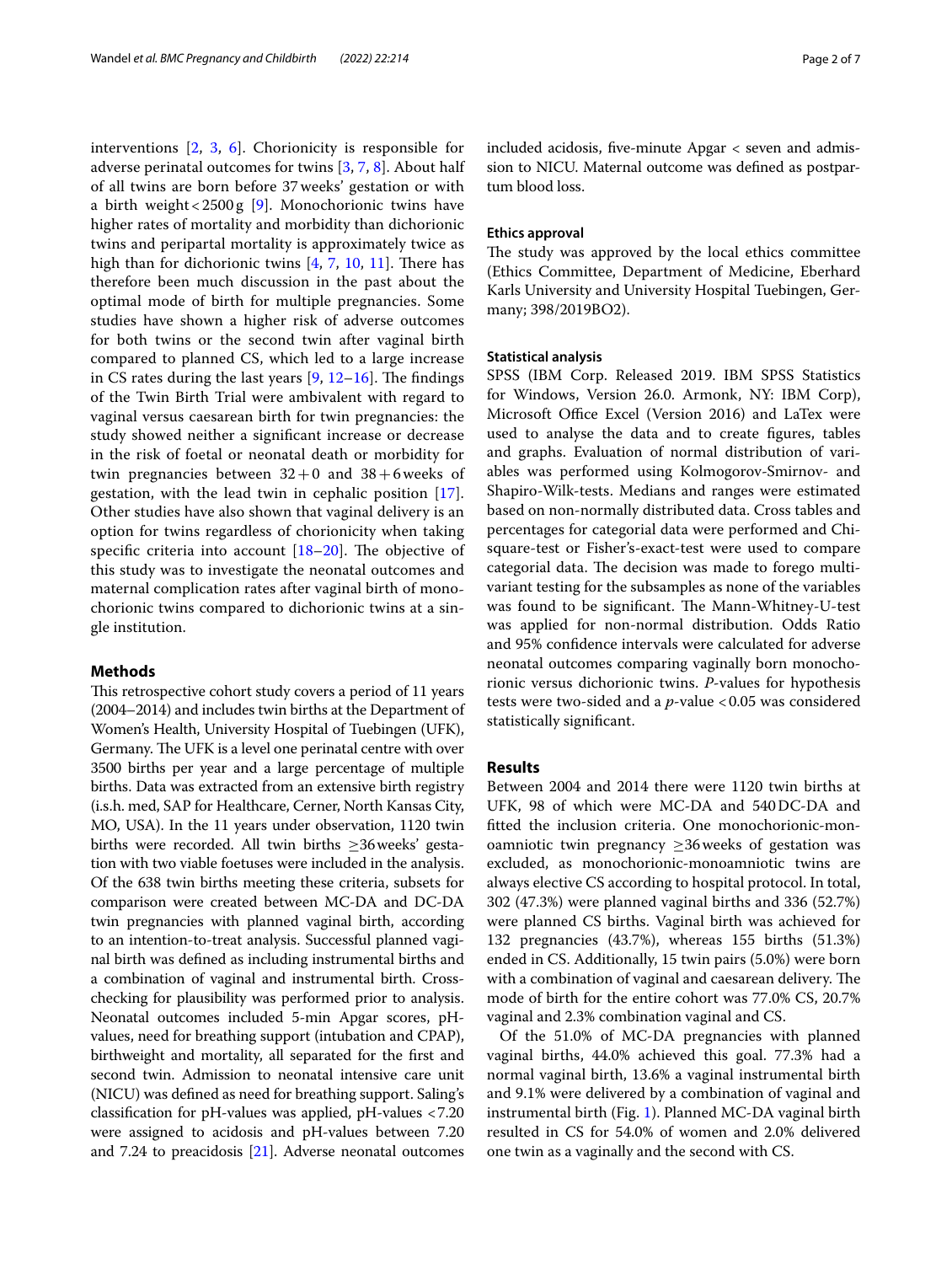interventions [2, 3, 6]. Chorionicity is responsible for adverse perinatal outcomes for twins [3, 7, 8]. About half of all twins are born before 37 weeks' gestation or with a birth weight < 2500 g [9]. Monochorionic twins have higher rates of mortality and morbidity than dichorionic twins and peripartal mortality is approximately twice as high than for dichorionic twins [4, 7, 10, 11]. There has therefore been much discussion in the past about the optimal mode of birth for multiple pregnancies. Some studies have shown a higher risk of adverse outcomes for both twins or the second twin after vaginal birth compared to planned CS, which led to a large increase in CS rates during the last years [9, 12–16]. The findings of the Twin Birth Trial were ambivalent with regard to vaginal versus caesarean birth for twin pregnancies: the study showed neither a significant increase or decrease in the risk of foetal or neonatal death or morbidity for twin pregnancies between 32 + 0 and 38 + 6 weeks of gestation, with the lead twin in cephalic position [17]. Other studies have also shown that vaginal delivery is an option for twins regardless of chorionicity when taking specific criteria into account [18–20]. The objective of this study was to investigate the neonatal outcomes and maternal complication rates after vaginal birth of monochorionic twins compared to dichorionic twins at a single institution.

## Methods

This retrospective cohort study covers a period of 11 years (2004–2014) and includes twin births at the Department of Women's Health, University Hospital of Tuebingen (UFK), Germany. The UFK is a level one perinatal centre with over 3500 births per year and a large percentage of multiple births. Data was extracted from an extensive birth registry (i.s.h. med, SAP for Healthcare, Cerner, North Kansas City, MO, USA). In the 11 years under observation, 1120 twin births were recorded. All twin births ≥36 weeks' gestation with two viable foetuses were included in the analysis. Of the 638 twin births meeting these criteria, subsets for comparison were created between MC-DA and DC-DA twin pregnancies with planned vaginal birth, according to an intention-to-treat analysis. Successful planned vaginal birth was defined as including instrumental births and a combination of vaginal and instrumental birth. Cross-checking for plausibility was performed prior to analysis. Neonatal outcomes included 5-min Apgar scores, pH-values, need for breathing support (intubation and CPAP), birthweight and mortality, all separated for the first and second twin. Admission to neonatal intensive care unit (NICU) was defined as need for breathing support. Saling's classification for pH-values was applied, pH-values < 7.20 were assigned to acidosis and pH-values between 7.20 and 7.24 to preacidosis [21]. Adverse neonatal outcomes included acidosis, five-minute Apgar < seven and admission to NICU. Maternal outcome was defined as postpartum blood loss.

### Ethics approval

The study was approved by the local ethics committee (Ethics Committee, Department of Medicine, Eberhard Karls University and University Hospital Tuebingen, Germany; 398/2019BO2).

### Statistical analysis

SPSS (IBM Corp. Released 2019. IBM SPSS Statistics for Windows, Version 26.0. Armonk, NY: IBM Corp), Microsoft Office Excel (Version 2016) and LaTex were used to analyse the data and to create figures, tables and graphs. Evaluation of normal distribution of variables was performed using Kolmogorov-Smirnov- and Shapiro-Wilk-tests. Medians and ranges were estimated based on non-normally distributed data. Cross tables and percentages for categorial data were performed and Chi-square-test or Fisher's-exact-test were used to compare categorial data. The decision was made to forego multivariant testing for the subsamples as none of the variables was found to be significant. The Mann-Whitney-U-test was applied for non-normal distribution. Odds Ratio and 95% confidence intervals were calculated for adverse neonatal outcomes comparing vaginally born monochorionic versus dichorionic twins. *P*-values for hypothesis tests were two-sided and a *p*-value < 0.05 was considered statistically significant.

## Results

Between 2004 and 2014 there were 1120 twin births at UFK, 98 of which were MC-DA and 540 DC-DA and fitted the inclusion criteria. One monochorionic-monoamniotic twin pregnancy ≥36 weeks of gestation was excluded, as monochorionic-monoamniotic twins are always elective CS according to hospital protocol. In total, 302 (47.3%) were planned vaginal births and 336 (52.7%) were planned CS births. Vaginal birth was achieved for 132 pregnancies (43.7%), whereas 155 births (51.3%) ended in CS. Additionally, 15 twin pairs (5.0%) were born with a combination of vaginal and caesarean delivery. The mode of birth for the entire cohort was 77.0% CS, 20.7% vaginal and 2.3% combination vaginal and CS.

Of the 51.0% of MC-DA pregnancies with planned vaginal births, 44.0% achieved this goal. 77.3% had a normal vaginal birth, 13.6% a vaginal instrumental birth and 9.1% were delivered by a combination of vaginal and instrumental birth (Fig. 1). Planned MC-DA vaginal birth resulted in CS for 54.0% of women and 2.0% delivered one twin as a vaginally and the second with CS.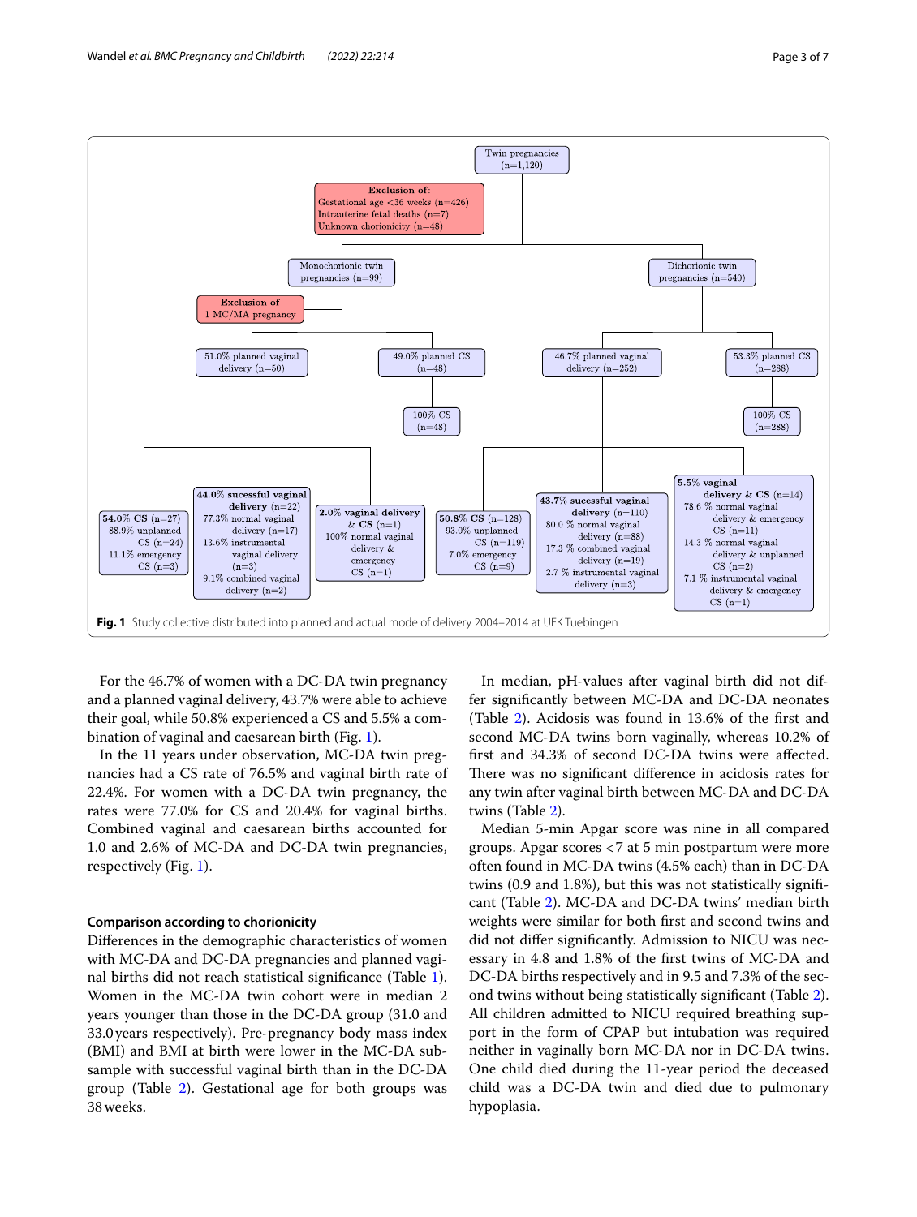Twin pregnancies (n=1,120)

**Exclusion of:**
Gestational age <36 weeks (n=426)
Intrauterine fetal deaths (n=7)
Unknown chorionicity (n=48)

Monochorionic twin pregnancies (n=99)

**Exclusion of** 1 MC/MA pregnancy

- 51.0% planned vaginal delivery (n=50)
  - **54.0% CS** (n=27): 88.9% unplanned CS (n=24); 11.1% emergency CS (n=3)
  - **44.0% sucessful vaginal delivery** (n=22): 77.3% normal vaginal delivery (n=17); 13.6% instrumental vaginal delivery (n=3); 9.1% combined vaginal delivery (n=2)
  - **2.0% vaginal delivery & CS** (n=1): 100% normal vaginal delivery & emergency CS (n=1)
- 49.0% planned CS (n=48)
  - 100% CS (n=48)

Dichorionic twin pregnancies (n=540)

- 46.7% planned vaginal delivery (n=252)
  - **50.8% CS** (n=128): 93.0% unplanned CS (n=119); 7.0% emergency CS (n=9)
  - **43.7% sucessful vaginal delivery** (n=110): 80.0 % normal vaginal delivery (n=88); 17.3 % combined vaginal delivery (n=19); 2.7 % instrumental vaginal delivery (n=3)
  - **5.5% vaginal delivery & CS** (n=14): 78.6 % normal vaginal delivery & emergency CS (n=11); 14.3 % normal vaginal delivery & unplanned CS (n=2); 7.1 % instrumental vaginal delivery & emergency CS (n=1)
- 53.3% planned CS (n=288)
  - 100% CS (n=288)

**Fig. 1** Study collective distributed into planned and actual mode of delivery 2004–2014 at UFK Tuebingen

For the 46.7% of women with a DC-DA twin pregnancy and a planned vaginal delivery, 43.7% were able to achieve their goal, while 50.8% experienced a CS and 5.5% a combination of vaginal and caesarean birth (Fig. 1).

In the 11 years under observation, MC-DA twin pregnancies had a CS rate of 76.5% and vaginal birth rate of 22.4%. For women with a DC-DA twin pregnancy, the rates were 77.0% for CS and 20.4% for vaginal births. Combined vaginal and caesarean births accounted for 1.0 and 2.6% of MC-DA and DC-DA twin pregnancies, respectively (Fig. 1).

### Comparison according to chorionicity

Differences in the demographic characteristics of women with MC-DA and DC-DA pregnancies and planned vaginal births did not reach statistical significance (Table 1). Women in the MC-DA twin cohort were in median 2 years younger than those in the DC-DA group (31.0 and 33.0 years respectively). Pre-pregnancy body mass index (BMI) and BMI at birth were lower in the MC-DA subsample with successful vaginal birth than in the DC-DA group (Table 2). Gestational age for both groups was 38 weeks.

In median, pH-values after vaginal birth did not differ significantly between MC-DA and DC-DA neonates (Table 2). Acidosis was found in 13.6% of the first and second MC-DA twins born vaginally, whereas 10.2% of first and 34.3% of second DC-DA twins were affected. There was no significant difference in acidosis rates for any twin after vaginal birth between MC-DA and DC-DA twins (Table 2).

Median 5-min Apgar score was nine in all compared groups. Apgar scores <7 at 5 min postpartum were more often found in MC-DA twins (4.5% each) than in DC-DA twins (0.9 and 1.8%), but this was not statistically significant (Table 2). MC-DA and DC-DA twins' median birth weights were similar for both first and second twins and did not differ significantly. Admission to NICU was necessary in 4.8 and 1.8% of the first twins of MC-DA and DC-DA births respectively and in 9.5 and 7.3% of the second twins without being statistically significant (Table 2). All children admitted to NICU required breathing support in the form of CPAP but intubation was required neither in vaginally born MC-DA nor in DC-DA twins. One child died during the 11-year period the deceased child was a DC-DA twin and died due to pulmonary hypoplasia.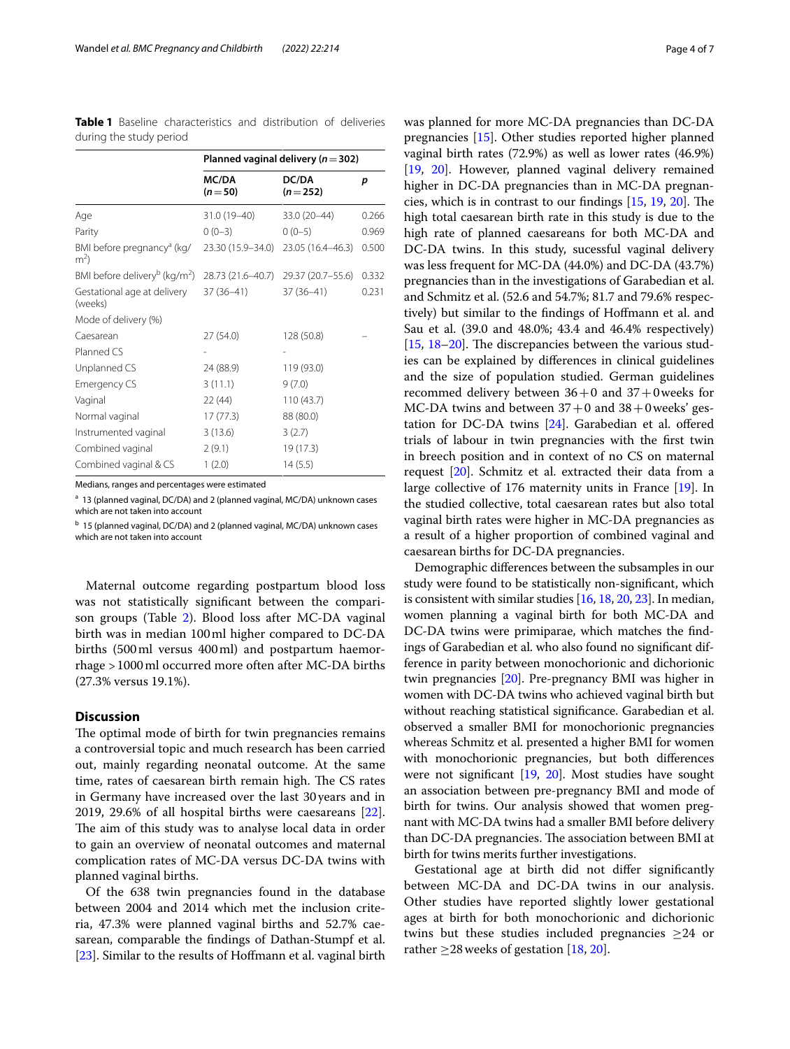**Table 1** Baseline characteristics and distribution of deliveries during the study period

| | Planned vaginal delivery ($n=302$) | | |
|---|---|---|---|
| | MC/DA ($n=50$) | DC/DA ($n=252$) | *p* |
| Age | 31.0 (19–40) | 33.0 (20–44) | 0.266 |
| Parity | 0 (0–3) | 0 (0–5) | 0.969 |
| BMI before pregnancy[a] (kg/m$^2$) | 23.30 (15.9–34.0) | 23.05 (16.4–46.3) | 0.500 |
| BMI before delivery[b] (kg/m$^2$) | 28.73 (21.6–40.7) | 29.37 (20.7–55.6) | 0.332 |
| Gestational age at delivery (weeks) | 37 (36–41) | 37 (36–41) | 0.231 |
| Mode of delivery (%) | | | |
| Caesarean | 27 (54.0) | 128 (50.8) | – |
| Planned CS | - | - | |
| Unplanned CS | 24 (88.9) | 119 (93.0) | |
| Emergency CS | 3 (11.1) | 9 (7.0) | |
| Vaginal | 22 (44) | 110 (43.7) | |
| Normal vaginal | 17 (77.3) | 88 (80.0) | |
| Instrumented vaginal | 3 (13.6) | 3 (2.7) | |
| Combined vaginal | 2 (9.1) | 19 (17.3) | |
| Combined vaginal & CS | 1 (2.0) | 14 (5.5) | |

Medians, ranges and percentages were estimated

[a] 13 (planned vaginal, DC/DA) and 2 (planned vaginal, MC/DA) unknown cases which are not taken into account

[b] 15 (planned vaginal, DC/DA) and 2 (planned vaginal, MC/DA) unknown cases which are not taken into account

Maternal outcome regarding postpartum blood loss was not statistically significant between the comparison groups (Table 2). Blood loss after MC-DA vaginal birth was in median 100 ml higher compared to DC-DA births (500 ml versus 400 ml) and postpartum haemorrhage >1000 ml occurred more often after MC-DA births (27.3% versus 19.1%).

## Discussion

The optimal mode of birth for twin pregnancies remains a controversial topic and much research has been carried out, mainly regarding neonatal outcome. At the same time, rates of caesarean birth remain high. The CS rates in Germany have increased over the last 30 years and in 2019, 29.6% of all hospital births were caesareans [22]. The aim of this study was to analyse local data in order to gain an overview of neonatal outcomes and maternal complication rates of MC-DA versus DC-DA twins with planned vaginal births.

Of the 638 twin pregnancies found in the database between 2004 and 2014 which met the inclusion criteria, 47.3% were planned vaginal births and 52.7% caesarean, comparable the findings of Dathan-Stumpf et al. [23]. Similar to the results of Hoffmann et al. vaginal birth was planned for more MC-DA pregnancies than DC-DA pregnancies [15]. Other studies reported higher planned vaginal birth rates (72.9%) as well as lower rates (46.9%) [19, 20]. However, planned vaginal delivery remained higher in DC-DA pregnancies than in MC-DA pregnancies, which is in contrast to our findings [15, 19, 20]. The high total caesarean birth rate in this study is due to the high rate of planned caesareans for both MC-DA and DC-DA twins. In this study, sucessful vaginal delivery was less frequent for MC-DA (44.0%) and DC-DA (43.7%) pregnancies than in the investigations of Garabedian et al. and Schmitz et al. (52.6 and 54.7%; 81.7 and 79.6% respectively) but similar to the findings of Hoffmann et al. and Sau et al. (39.0 and 48.0%; 43.4 and 46.4% respectively) [15, 18–20]. The discrepancies between the various studies can be explained by differences in clinical guidelines and the size of population studied. German guidelines recommed delivery between 36 + 0 and 37 + 0 weeks for MC-DA twins and between 37 + 0 and 38 + 0 weeks' gestation for DC-DA twins [24]. Garabedian et al. offered trials of labour in twin pregnancies with the first twin in breech position and in context of no CS on maternal request [20]. Schmitz et al. extracted their data from a large collective of 176 maternity units in France [19]. In the studied collective, total caesarean rates but also total vaginal birth rates were higher in MC-DA pregnancies as a result of a higher proportion of combined vaginal and caesarean births for DC-DA pregnancies.

Demographic differences between the subsamples in our study were found to be statistically non-significant, which is consistent with similar studies [16, 18, 20, 23]. In median, women planning a vaginal birth for both MC-DA and DC-DA twins were primiparae, which matches the findings of Garabedian et al. who also found no significant difference in parity between monochorionic and dichorionic twin pregnancies [20]. Pre-pregnancy BMI was higher in women with DC-DA twins who achieved vaginal birth but without reaching statistical significance. Garabedian et al. observed a smaller BMI for monochorionic pregnancies whereas Schmitz et al. presented a higher BMI for women with monochorionic pregnancies, but both differences were not significant [19, 20]. Most studies have sought an association between pre-pregnancy BMI and mode of birth for twins. Our analysis showed that women pregnant with MC-DA twins had a smaller BMI before delivery than DC-DA pregnancies. The association between BMI at birth for twins merits further investigations.

Gestational age at birth did not differ significantly between MC-DA and DC-DA twins in our analysis. Other studies have reported slightly lower gestational ages at birth for both monochorionic and dichorionic twins but these studies included pregnancies $\geq$24 or rather $\geq$28 weeks of gestation [18, 20].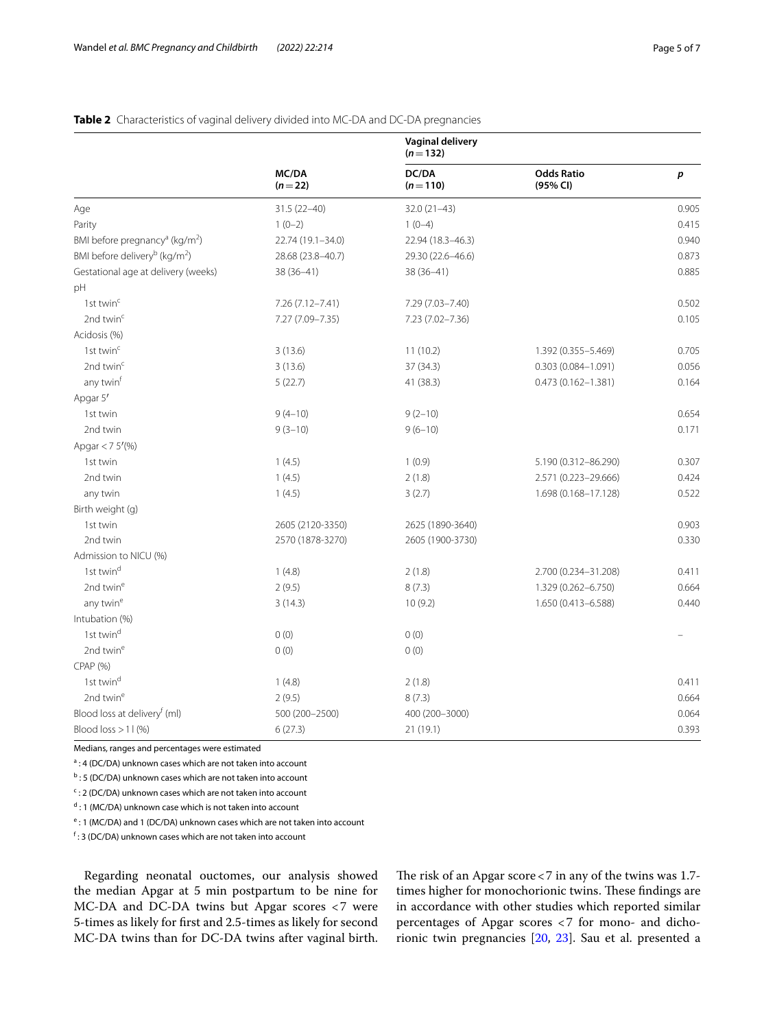**Table 2** Characteristics of vaginal delivery divided into MC-DA and DC-DA pregnancies

| | Vaginal delivery (n = 132) | | | |
|---|---|---|---|---|
| | MC/DA (n = 22) | DC/DA (n = 110) | Odds Ratio (95% CI) | p |
| Age | 31.5 (22–40) | 32.0 (21–43) | | 0.905 |
| Parity | 1 (0–2) | 1 (0–4) | | 0.415 |
| BMI before pregnancy[a] (kg/m$^2$) | 22.74 (19.1–34.0) | 22.94 (18.3–46.3) | | 0.940 |
| BMI before delivery[b] (kg/m$^2$) | 28.68 (23.8–40.7) | 29.30 (22.6–46.6) | | 0.873 |
| Gestational age at delivery (weeks) | 38 (36–41) | 38 (36–41) | | 0.885 |
| pH | | | | |
| 1st twin[c] | 7.26 (7.12–7.41) | 7.29 (7.03–7.40) | | 0.502 |
| 2nd twin[c] | 7.27 (7.09–7.35) | 7.23 (7.02–7.36) | | 0.105 |
| Acidosis (%) | | | | |
| 1st twin[c] | 3 (13.6) | 11 (10.2) | 1.392 (0.355–5.469) | 0.705 |
| 2nd twin[c] | 3 (13.6) | 37 (34.3) | 0.303 (0.084–1.091) | 0.056 |
| any twin[f] | 5 (22.7) | 41 (38.3) | 0.473 (0.162–1.381) | 0.164 |
| Apgar 5′ | | | | |
| 1st twin | 9 (4–10) | 9 (2–10) | | 0.654 |
| 2nd twin | 9 (3–10) | 9 (6–10) | | 0.171 |
| Apgar < 7 5′(%) | | | | |
| 1st twin | 1 (4.5) | 1 (0.9) | 5.190 (0.312–86.290) | 0.307 |
| 2nd twin | 1 (4.5) | 2 (1.8) | 2.571 (0.223–29.666) | 0.424 |
| any twin | 1 (4.5) | 3 (2.7) | 1.698 (0.168–17.128) | 0.522 |
| Birth weight (g) | | | | |
| 1st twin | 2605 (2120-3350) | 2625 (1890-3640) | | 0.903 |
| 2nd twin | 2570 (1878-3270) | 2605 (1900-3730) | | 0.330 |
| Admission to NICU (%) | | | | |
| 1st twin[d] | 1 (4.8) | 2 (1.8) | 2.700 (0.234–31.208) | 0.411 |
| 2nd twin[e] | 2 (9.5) | 8 (7.3) | 1.329 (0.262–6.750) | 0.664 |
| any twin[e] | 3 (14.3) | 10 (9.2) | 1.650 (0.413–6.588) | 0.440 |
| Intubation (%) | | | | |
| 1st twin[d] | 0 (0) | 0 (0) | | – |
| 2nd twin[e] | 0 (0) | 0 (0) | | |
| CPAP (%) | | | | |
| 1st twin[d] | 1 (4.8) | 2 (1.8) | | 0.411 |
| 2nd twin[e] | 2 (9.5) | 8 (7.3) | | 0.664 |
| Blood loss at delivery[f] (ml) | 500 (200–2500) | 400 (200–3000) | | 0.064 |
| Blood loss > 1 l (%) | 6 (27.3) | 21 (19.1) | | 0.393 |

Medians, ranges and percentages were estimated

[a] : 4 (DC/DA) unknown cases which are not taken into account

[b] : 5 (DC/DA) unknown cases which are not taken into account

[c] : 2 (DC/DA) unknown cases which are not taken into account

[d] : 1 (MC/DA) unknown case which is not taken into account

[e] : 1 (MC/DA) and 1 (DC/DA) unknown cases which are not taken into account

[f] : 3 (DC/DA) unknown cases which are not taken into account

Regarding neonatal ouctomes, our analysis showed the median Apgar at 5 min postpartum to be nine for MC-DA and DC-DA twins but Apgar scores <7 were 5-times as likely for first and 2.5-times as likely for second MC-DA twins than for DC-DA twins after vaginal birth. The risk of an Apgar score <7 in any of the twins was 1.7-times higher for monochorionic twins. These findings are in accordance with other studies which reported similar percentages of Apgar scores <7 for mono- and dichorionic twin pregnancies [20, 23]. Sau et al. presented a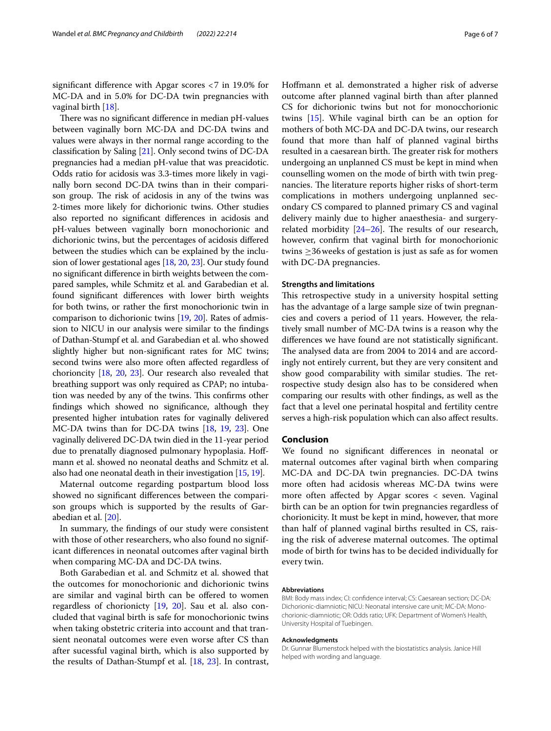significant difference with Apgar scores <7 in 19.0% for MC-DA and in 5.0% for DC-DA twin pregnancies with vaginal birth [18].

There was no significant difference in median pH-values between vaginally born MC-DA and DC-DA twins and values were always in ther normal range according to the classification by Saling [21]. Only second twins of DC-DA pregnancies had a median pH-value that was preacidotic. Odds ratio for acidosis was 3.3-times more likely in vaginally born second DC-DA twins than in their comparison group. The risk of acidosis in any of the twins was 2-times more likely for dichorionic twins. Other studies also reported no significant differences in acidosis and pH-values between vaginally born monochorionic and dichorionic twins, but the percentages of acidosis differed between the studies which can be explained by the inclusion of lower gestational ages [18, 20, 23]. Our study found no significant difference in birth weights between the compared samples, while Schmitz et al. and Garabedian et al. found significant differences with lower birth weights for both twins, or rather the first monochorionic twin in comparison to dichorionic twins [19, 20]. Rates of admission to NICU in our analysis were similar to the findings of Dathan-Stumpf et al. and Garabedian et al. who showed slightly higher but non-significant rates for MC twins; second twins were also more often affected regardless of chorioncity [18, 20, 23]. Our research also revealed that breathing support was only required as CPAP; no intubation was needed by any of the twins. This confirms other findings which showed no significance, although they presented higher intubation rates for vaginally delivered MC-DA twins than for DC-DA twins [18, 19, 23]. One vaginally delivered DC-DA twin died in the 11-year period due to prenatally diagnosed pulmonary hypoplasia. Hoffmann et al. showed no neonatal deaths and Schmitz et al. also had one neonatal death in their investigation [15, 19].

Maternal outcome regarding postpartum blood loss showed no significant differences between the comparison groups which is supported by the results of Garabedian et al. [20].

In summary, the findings of our study were consistent with those of other researchers, who also found no significant differences in neonatal outcomes after vaginal birth when comparing MC-DA and DC-DA twins.

Both Garabedian et al. and Schmitz et al. showed that the outcomes for monochorionic and dichorionic twins are similar and vaginal birth can be offered to women regardless of chorioncity [19, 20]. Sau et al. also concluded that vaginal birth is safe for monochorionic twins when taking obstetric criteria into account and that transient neonatal outcomes were even worse after CS than after sucessful vaginal birth, which is also supported by the results of Dathan-Stumpf et al. [18, 23]. In contrast, Hoffmann et al. demonstrated a higher risk of adverse outcome after planned vaginal birth than after planned CS for dichorionic twins but not for monocchorionic twins [15]. While vaginal birth can be an option for mothers of both MC-DA and DC-DA twins, our research found that more than half of planned vaginal births resulted in a caesarean birth. The greater risk for mothers undergoing an unplanned CS must be kept in mind when counselling women on the mode of birth with twin pregnancies. The literature reports higher risks of short-term complications in mothers undergoing unplanned secondary CS compared to planned primary CS and vaginal delivery mainly due to higher anaesthesia- and surgery-related morbidity [24–26]. The results of our research, however, confirm that vaginal birth for monochorionic twins $\geq$36 weeks of gestation is just as safe as for women with DC-DA pregnancies.

### Strengths and limitations

This retrospective study in a university hospital setting has the advantage of a large sample size of twin pregnancies and covers a period of 11 years. However, the relatively small number of MC-DA twins is a reason why the differences we have found are not statistically significant. The analysed data are from 2004 to 2014 and are accordingly not entirely current, but they are very consitent and show good comparability with similar studies. The retrospective study design also has to be considered when comparing our results with other findings, as well as the fact that a level one perinatal hospital and fertility centre serves a high-risk population which can also affect results.

## Conclusion

We found no significant differences in neonatal or maternal outcomes after vaginal birth when comparing MC-DA and DC-DA twin pregnancies. DC-DA twins more often had acidosis whereas MC-DA twins were more often affected by Apgar scores < seven. Vaginal birth can be an option for twin pregnancies regardless of chorionicity. It must be kept in mind, however, that more than half of planned vaginal births resulted in CS, raising the risk of adverese maternal outcomes. The optimal mode of birth for twins has to be decided individually for every twin.

#### Abbreviations

BMI: Body mass index; CI: confidence interval; CS: Caesarean section; DC-DA: Dichorionic-diamniotic; NICU: Neonatal intensive care unit; MC-DA: Monochorionic-diamniotic; OR: Odds ratio; UFK: Department of Women's Health, University Hospital of Tuebingen.

#### Acknowledgments

Dr. Gunnar Blumenstock helped with the biostatistics analysis. Janice Hill helped with wording and language.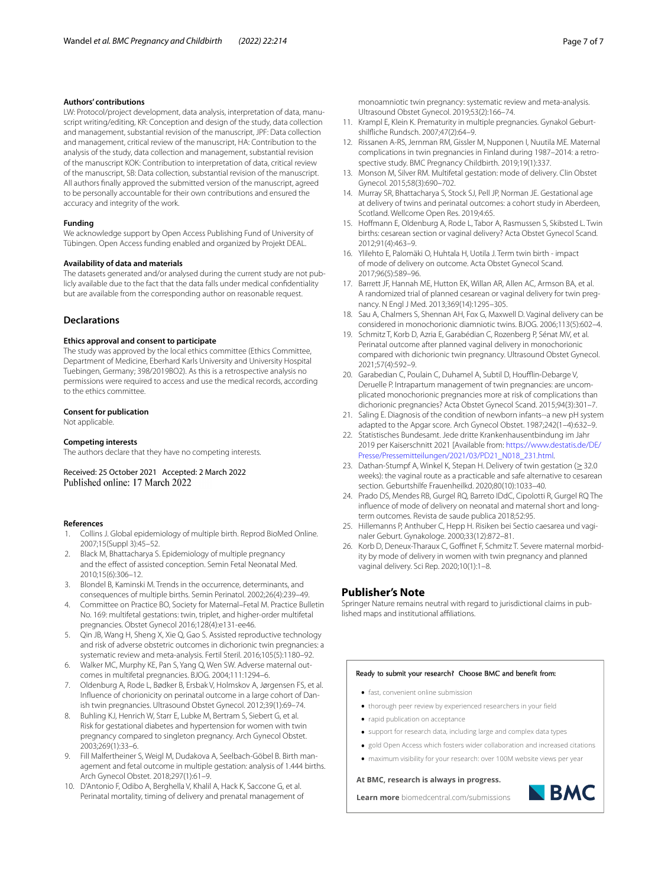### Authors' contributions

LW: Protocol/project development, data analysis, interpretation of data, manuscript writing/editing, KR: Conception and design of the study, data collection and management, substantial revision of the manuscript, JPF: Data collection and management, critical review of the manuscript, HA: Contribution to the analysis of the study, data collection and management, substantial revision of the manuscript KOK: Contribution to interpretation of data, critical review of the manuscript, SB: Data collection, substantial revision of the manuscript. All authors finally approved the submitted version of the manuscript, agreed to be personally accountable for their own contributions and ensured the accuracy and integrity of the work.

### Funding

We acknowledge support by Open Access Publishing Fund of University of Tübingen. Open Access funding enabled and organized by Projekt DEAL.

### Availability of data and materials

The datasets generated and/or analysed during the current study are not publicly available due to the fact that the data falls under medical confidentiality but are available from the corresponding author on reasonable request.

## Declarations

### Ethics approval and consent to participate

The study was approved by the local ethics committee (Ethics Committee, Department of Medicine, Eberhard Karls University and University Hospital Tuebingen, Germany; 398/2019BO2). As this is a retrospective analysis no permissions were required to access and use the medical records, according to the ethics committee.

### Consent for publication

Not applicable.

### Competing interests

The authors declare that they have no competing interests.

Received: 25 October 2021 Accepted: 2 March 2022
Published online: 17 March 2022

### References

1. Collins J. Global epidemiology of multiple birth. Reprod BioMed Online. 2007;15(Suppl 3):45–52.
2. Black M, Bhattacharya S. Epidemiology of multiple pregnancy and the effect of assisted conception. Semin Fetal Neonatal Med. 2010;15(6):306–12.
3. Blondel B, Kaminski M. Trends in the occurrence, determinants, and consequences of multiple births. Semin Perinatol. 2002;26(4):239–49.
4. Committee on Practice BO, Society for Maternal–Fetal M. Practice Bulletin No. 169: multifetal gestations: twin, triplet, and higher-order multifetal pregnancies. Obstet Gynecol 2016;128(4):e131-ee46.
5. Qin JB, Wang H, Sheng X, Xie Q, Gao S. Assisted reproductive technology and risk of adverse obstetric outcomes in dichorionic twin pregnancies: a systematic review and meta-analysis. Fertil Steril. 2016;105(5):1180–92.
6. Walker MC, Murphy KE, Pan S, Yang Q, Wen SW. Adverse maternal outcomes in multifetal pregnancies. BJOG. 2004;111:1294–6.
7. Oldenburg A, Rode L, Bødker B, Ersbak V, Holmskov A, Jørgensen FS, et al. Influence of chorionicity on perinatal outcome in a large cohort of Danish twin pregnancies. Ultrasound Obstet Gynecol. 2012;39(1):69–74.
8. Buhling KJ, Henrich W, Starr E, Lubke M, Bertram S, Siebert G, et al. Risk for gestational diabetes and hypertension for women with twin pregnancy compared to singleton pregnancy. Arch Gynecol Obstet. 2003;269(1):33–6.
9. Fill Malfertheiner S, Weigl M, Dudakova A, Seelbach-Göbel B. Birth management and fetal outcome in multiple gestation: analysis of 1.444 births. Arch Gynecol Obstet. 2018;297(1):61–9.
10. D'Antonio F, Odibo A, Berghella V, Khalil A, Hack K, Saccone G, et al. Perinatal mortality, timing of delivery and prenatal management of monoamniotic twin pregnancy: systematic review and meta-analysis. Ultrasound Obstet Gynecol. 2019;53(2):166–74.
11. Krampl E, Klein K. Prematurity in multiple pregnancies. Gynakol Geburtshilfliche Rundsch. 2007;47(2):64–9.
12. Rissanen A-RS, Jernman RM, Gissler M, Nupponen I, Nuutila ME. Maternal complications in twin pregnancies in Finland during 1987–2014: a retrospective study. BMC Pregnancy Childbirth. 2019;19(1):337.
13. Monson M, Silver RM. Multifetal gestation: mode of delivery. Clin Obstet Gynecol. 2015;58(3):690–702.
14. Murray SR, Bhattacharya S, Stock SJ, Pell JP, Norman JE. Gestational age at delivery of twins and perinatal outcomes: a cohort study in Aberdeen, Scotland. Wellcome Open Res. 2019;4:65.
15. Hoffmann E, Oldenburg A, Rode L, Tabor A, Rasmussen S, Skibsted L. Twin births: cesarean section or vaginal delivery? Acta Obstet Gynecol Scand. 2012;91(4):463–9.
16. Ylilehto E, Palomäki O, Huhtala H, Uotila J. Term twin birth - impact of mode of delivery on outcome. Acta Obstet Gynecol Scand. 2017;96(5):589–96.
17. Barrett JF, Hannah ME, Hutton EK, Willan AR, Allen AC, Armson BA, et al. A randomized trial of planned cesarean or vaginal delivery for twin pregnancy. N Engl J Med. 2013;369(14):1295–305.
18. Sau A, Chalmers S, Shennan AH, Fox G, Maxwell D. Vaginal delivery can be considered in monochorionic diamniotic twins. BJOG. 2006;113(5):602–4.
19. Schmitz T, Korb D, Azria E, Garabédian C, Rozenberg P, Sénat MV, et al. Perinatal outcome after planned vaginal delivery in monochorionic compared with dichorionic twin pregnancy. Ultrasound Obstet Gynecol. 2021;57(4):592–9.
20. Garabedian C, Poulain C, Duhamel A, Subtil D, Houfflin-Debarge V, Deruelle P. Intrapartum management of twin pregnancies: are uncomplicated monochorionic pregnancies more at risk of complications than dichorionic pregnancies? Acta Obstet Gynecol Scand. 2015;94(3):301–7.
21. Saling E. Diagnosis of the condition of newborn infants--a new pH system adapted to the Apgar score. Arch Gynecol Obstet. 1987;242(1–4):632–9.
22. Statistisches Bundesamt. Jede dritte Krankenhausentbindung im Jahr 2019 per Kaiserschnitt 2021 [Available from: https://www.destatis.de/DE/Presse/Pressemitteilungen/2021/03/PD21_N018_231.html.
23. Dathan-Stumpf A, Winkel K, Stepan H. Delivery of twin gestation (≥ 32.0 weeks): the vaginal route as a practicable and safe alternative to cesarean section. Geburtshilfe Frauenheilkd. 2020;80(10):1033–40.
24. Prado DS, Mendes RB, Gurgel RQ, Barreto IDdC, Cipolotti R, Gurgel RQ The influence of mode of delivery on neonatal and maternal short and long-term outcomes. Revista de saude publica 2018;52:95.
25. Hillemanns P, Anthuber C, Hepp H. Risiken bei Sectio caesarea und vaginaler Geburt. Gynakologe. 2000;33(12):872–81.
26. Korb D, Deneux-Tharaux C, Goffinet F, Schmitz T. Severe maternal morbidity by mode of delivery in women with twin pregnancy and planned vaginal delivery. Sci Rep. 2020;10(1):1–8.

## Publisher's Note

Springer Nature remains neutral with regard to jurisdictional claims in published maps and institutional affiliations.

Ready to submit your research? Choose BMC and benefit from:

- fast, convenient online submission
- thorough peer review by experienced researchers in your field
- rapid publication on acceptance
- support for research data, including large and complex data types
- gold Open Access which fosters wider collaboration and increased citations
- maximum visibility for your research: over 100M website views per year

**At BMC, research is always in progress.**

**Learn more** biomedcentral.com/submissions

BMC